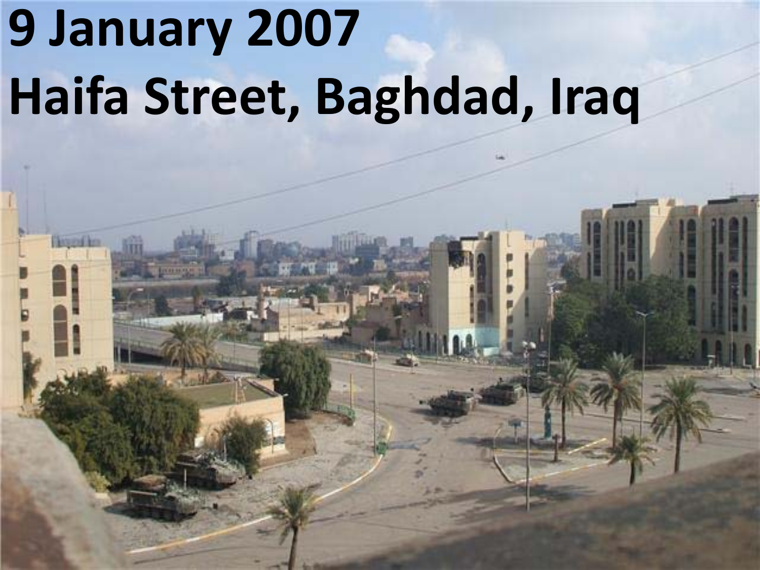# 9 January 2007 Haifa Street, Baghdad, Iraq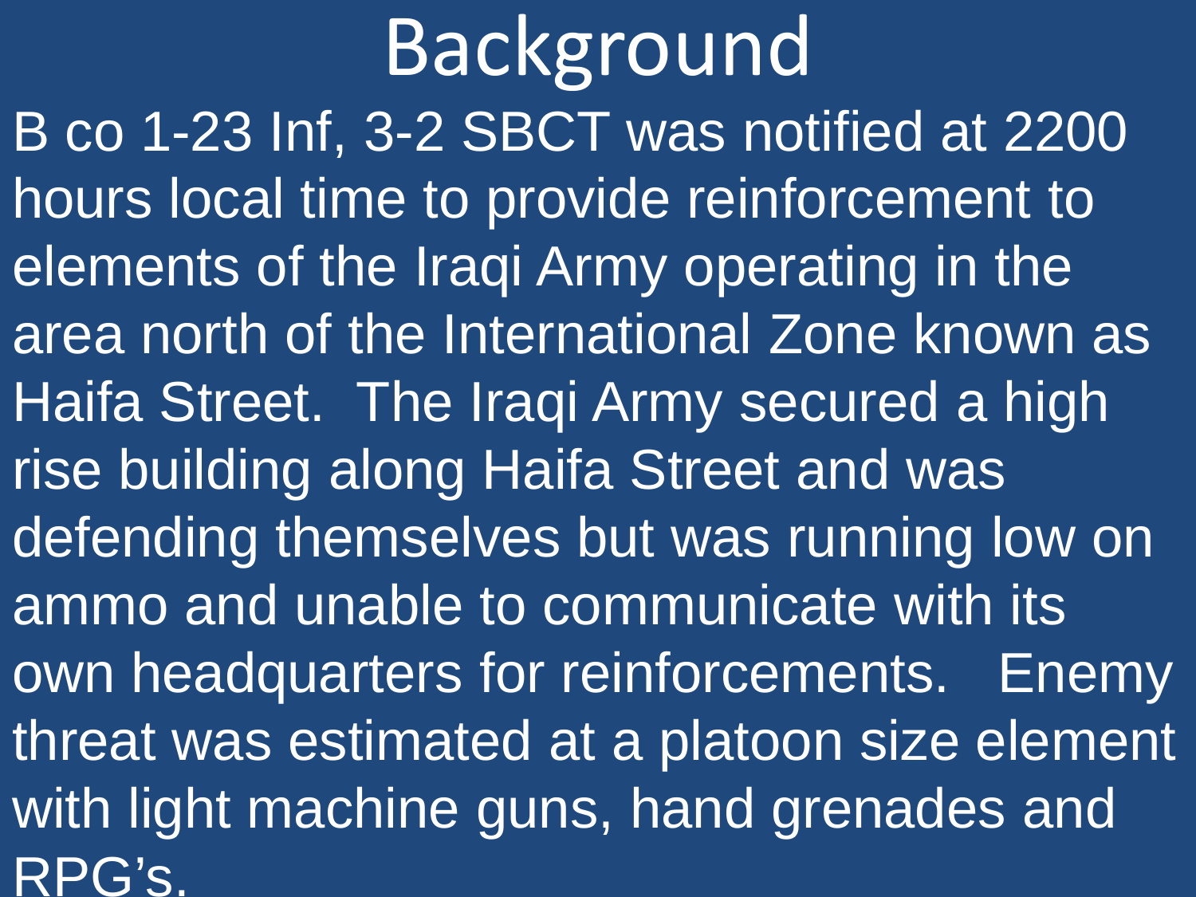# Background

B co 1-23 Inf, 3-2 SBCT was notified at 2200 hours local time to provide reinforcement to elements of the Iraqi Army operating in the area north of the International Zone known as Haifa Street. The Iraqi Army secured a high rise building along Haifa Street and was defending themselves but was running low on ammo and unable to communicate with its own headquarters for reinforcements. Enemy threat was estimated at a platoon size element with light machine guns, hand grenades and RPG's.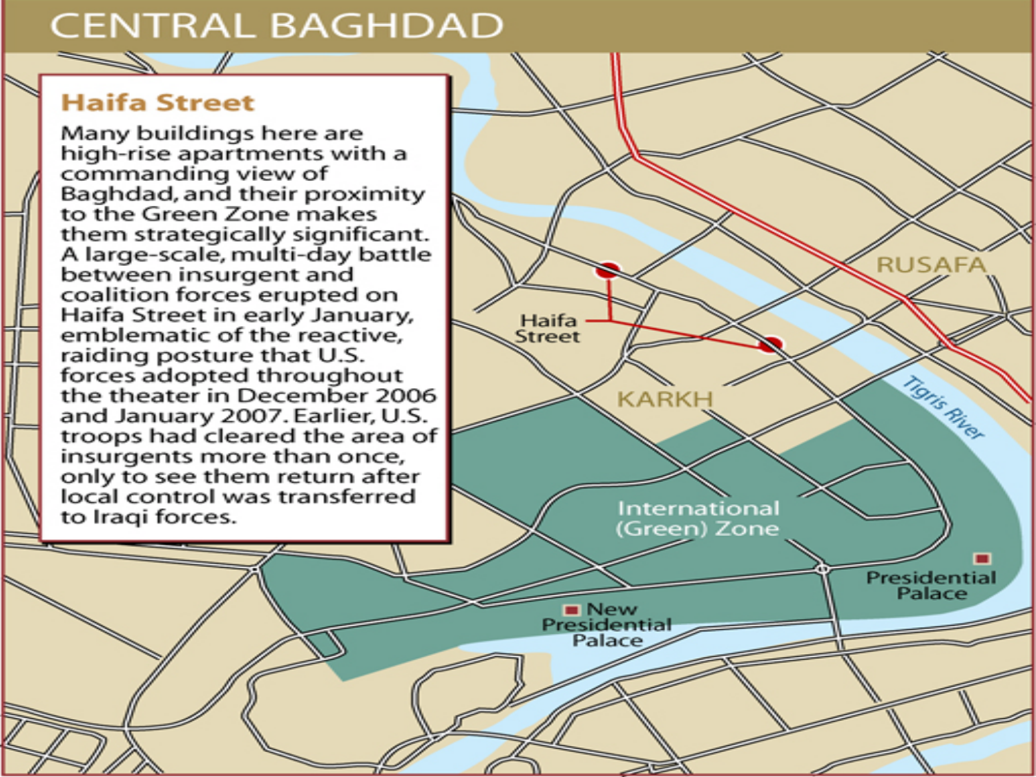# CENTRAL BAGHDAD

## Haifa Street

Many buildings here are high-rise apartments with a commanding view of Baghdad, and their proximity to the Green Zone makes them strategically significant. A large-scale, multi-day battle between insurgent and coalition forces erupted on Haifa Street in early January, emblematic of the reactive, raiding posture that U.S. forces adopted throughout the theater in December 2006 and January 2007. Earlier, U.S. troops had cleared the area of insurgents more than once, only to see them return after local control was transferred to Iraqi forces.

Haifa Street

RUSAFA

KARKH

Tigris River

International (Green) Zone

Presidential Palace

New Presidential Palace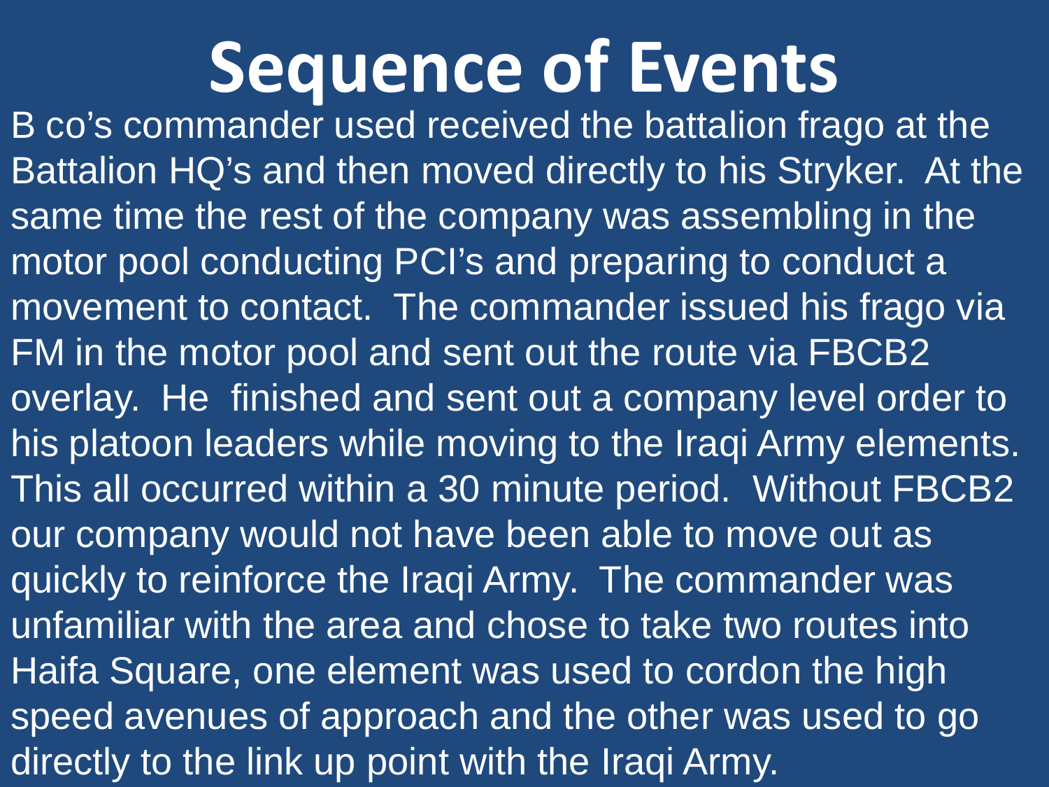# Sequence of Events

B co's commander used received the battalion frago at the Battalion HQ's and then moved directly to his Stryker. At the same time the rest of the company was assembling in the motor pool conducting PCI's and preparing to conduct a movement to contact. The commander issued his frago via FM in the motor pool and sent out the route via FBCB2 overlay. He finished and sent out a company level order to his platoon leaders while moving to the Iraqi Army elements. This all occurred within a 30 minute period. Without FBCB2 our company would not have been able to move out as quickly to reinforce the Iraqi Army. The commander was unfamiliar with the area and chose to take two routes into Haifa Square, one element was used to cordon the high speed avenues of approach and the other was used to go directly to the link up point with the Iraqi Army.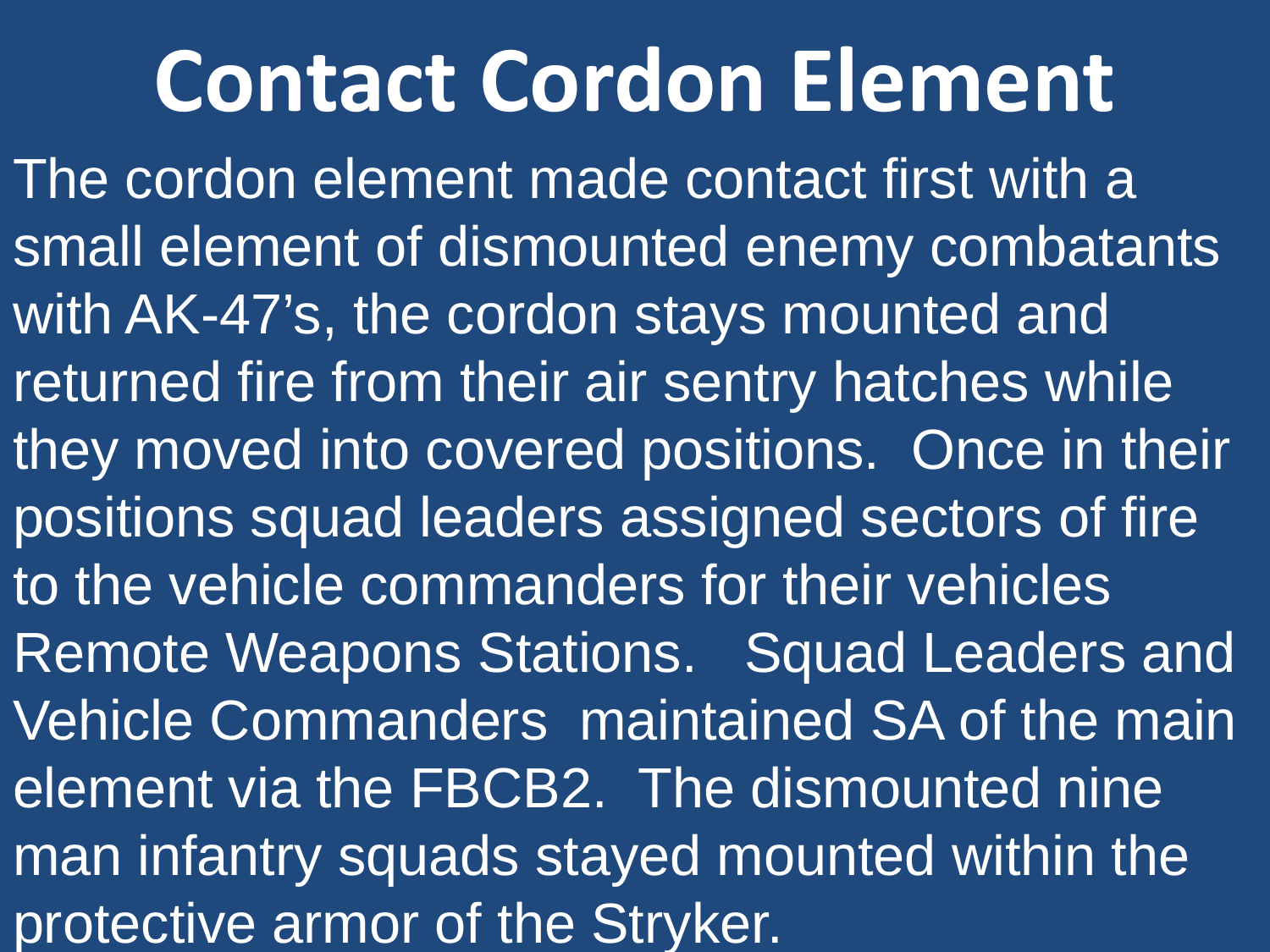# Contact Cordon Element

The cordon element made contact first with a small element of dismounted enemy combatants with AK-47's, the cordon stays mounted and returned fire from their air sentry hatches while they moved into covered positions. Once in their positions squad leaders assigned sectors of fire to the vehicle commanders for their vehicles Remote Weapons Stations. Squad Leaders and Vehicle Commanders maintained SA of the main element via the FBCB2. The dismounted nine man infantry squads stayed mounted within the protective armor of the Stryker.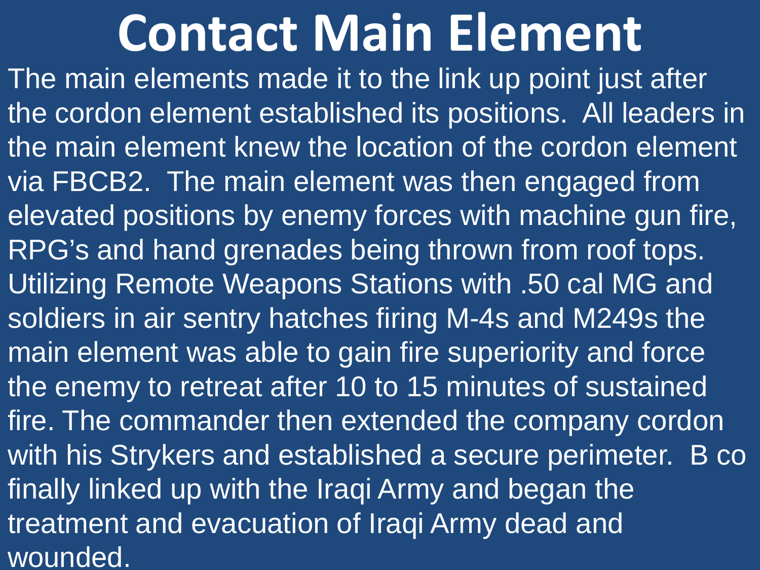# Contact Main Element

The main elements made it to the link up point just after the cordon element established its positions. All leaders in the main element knew the location of the cordon element via FBCB2. The main element was then engaged from elevated positions by enemy forces with machine gun fire, RPG's and hand grenades being thrown from roof tops. Utilizing Remote Weapons Stations with .50 cal MG and soldiers in air sentry hatches firing M-4s and M249s the main element was able to gain fire superiority and force the enemy to retreat after 10 to 15 minutes of sustained fire. The commander then extended the company cordon with his Strykers and established a secure perimeter. B co finally linked up with the Iraqi Army and began the treatment and evacuation of Iraqi Army dead and wounded.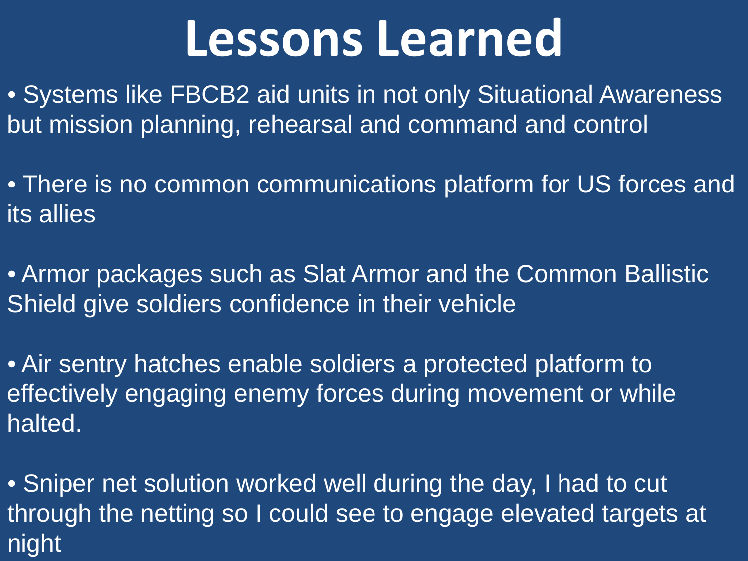# Lessons Learned

- Systems like FBCB2 aid units in not only Situational Awareness but mission planning, rehearsal and command and control
- There is no common communications platform for US forces and its allies
- Armor packages such as Slat Armor and the Common Ballistic Shield give soldiers confidence in their vehicle
- Air sentry hatches enable soldiers a protected platform to effectively engaging enemy forces during movement or while halted.
- Sniper net solution worked well during the day, I had to cut through the netting so I could see to engage elevated targets at night